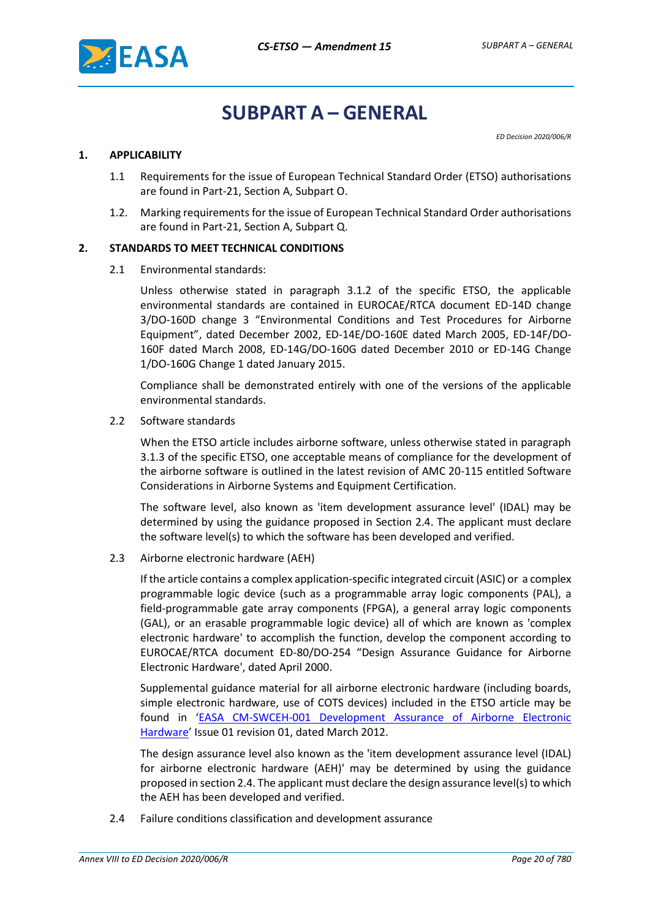# SUBPART A – GENERAL

*ED Decision 2020/006/R*

## 1. APPLICABILITY

1.1 Requirements for the issue of European Technical Standard Order (ETSO) authorisations are found in Part-21, Section A, Subpart O.

1.2. Marking requirements for the issue of European Technical Standard Order authorisations are found in Part-21, Section A, Subpart Q.

## 2. STANDARDS TO MEET TECHNICAL CONDITIONS

2.1 Environmental standards:

Unless otherwise stated in paragraph 3.1.2 of the specific ETSO, the applicable environmental standards are contained in EUROCAE/RTCA document ED-14D change 3/DO-160D change 3 "Environmental Conditions and Test Procedures for Airborne Equipment", dated December 2002, ED-14E/DO-160E dated March 2005, ED-14F/DO-160F dated March 2008, ED-14G/DO-160G dated December 2010 or ED-14G Change 1/DO-160G Change 1 dated January 2015.

Compliance shall be demonstrated entirely with one of the versions of the applicable environmental standards.

2.2 Software standards

When the ETSO article includes airborne software, unless otherwise stated in paragraph 3.1.3 of the specific ETSO, one acceptable means of compliance for the development of the airborne software is outlined in the latest revision of AMC 20-115 entitled Software Considerations in Airborne Systems and Equipment Certification.

The software level, also known as 'item development assurance level' (IDAL) may be determined by using the guidance proposed in Section 2.4. The applicant must declare the software level(s) to which the software has been developed and verified.

2.3 Airborne electronic hardware (AEH)

If the article contains a complex application-specific integrated circuit (ASIC) or a complex programmable logic device (such as a programmable array logic components (PAL), a field-programmable gate array components (FPGA), a general array logic components (GAL), or an erasable programmable logic device) all of which are known as 'complex electronic hardware' to accomplish the function, develop the component according to EUROCAE/RTCA document ED-80/DO-254 "Design Assurance Guidance for Airborne Electronic Hardware', dated April 2000.

Supplemental guidance material for all airborne electronic hardware (including boards, simple electronic hardware, use of COTS devices) included in the ETSO article may be found in 'EASA CM-SWCEH-001 Development Assurance of Airborne Electronic Hardware' Issue 01 revision 01, dated March 2012.

The design assurance level also known as the 'item development assurance level (IDAL) for airborne electronic hardware (AEH)' may be determined by using the guidance proposed in section 2.4. The applicant must declare the design assurance level(s) to which the AEH has been developed and verified.

2.4 Failure conditions classification and development assurance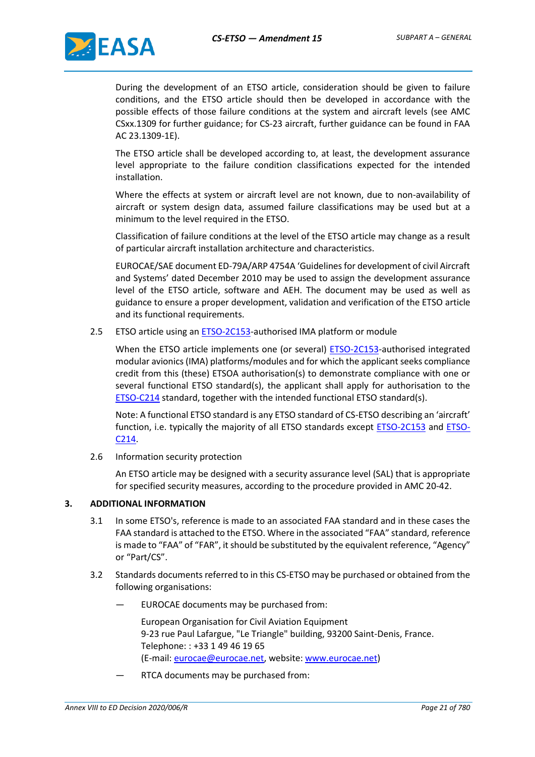During the development of an ETSO article, consideration should be given to failure conditions, and the ETSO article should then be developed in accordance with the possible effects of those failure conditions at the system and aircraft levels (see AMC CSxx.1309 for further guidance; for CS-23 aircraft, further guidance can be found in FAA AC 23.1309-1E).

The ETSO article shall be developed according to, at least, the development assurance level appropriate to the failure condition classifications expected for the intended installation.

Where the effects at system or aircraft level are not known, due to non-availability of aircraft or system design data, assumed failure classifications may be used but at a minimum to the level required in the ETSO.

Classification of failure conditions at the level of the ETSO article may change as a result of particular aircraft installation architecture and characteristics.

EUROCAE/SAE document ED-79A/ARP 4754A 'Guidelines for development of civil Aircraft and Systems' dated December 2010 may be used to assign the development assurance level of the ETSO article, software and AEH. The document may be used as well as guidance to ensure a proper development, validation and verification of the ETSO article and its functional requirements.

2.5 ETSO article using an ETSO-2C153-authorised IMA platform or module

When the ETSO article implements one (or several) ETSO-2C153-authorised integrated modular avionics (IMA) platforms/modules and for which the applicant seeks compliance credit from this (these) ETSOA authorisation(s) to demonstrate compliance with one or several functional ETSO standard(s), the applicant shall apply for authorisation to the ETSO-C214 standard, together with the intended functional ETSO standard(s).

Note: A functional ETSO standard is any ETSO standard of CS-ETSO describing an 'aircraft' function, i.e. typically the majority of all ETSO standards except ETSO-2C153 and ETSO-C214.

2.6 Information security protection

An ETSO article may be designed with a security assurance level (SAL) that is appropriate for specified security measures, according to the procedure provided in AMC 20-42.

## 3. ADDITIONAL INFORMATION

3.1 In some ETSO's, reference is made to an associated FAA standard and in these cases the FAA standard is attached to the ETSO. Where in the associated "FAA" standard, reference is made to "FAA" of "FAR", it should be substituted by the equivalent reference, "Agency" or "Part/CS".

3.2 Standards documents referred to in this CS-ETSO may be purchased or obtained from the following organisations:

— EUROCAE documents may be purchased from:

European Organisation for Civil Aviation Equipment
9-23 rue Paul Lafargue, "Le Triangle" building, 93200 Saint-Denis, France.
Telephone: : +33 1 49 46 19 65
(E-mail: eurocae@eurocae.net, website: www.eurocae.net)

— RTCA documents may be purchased from: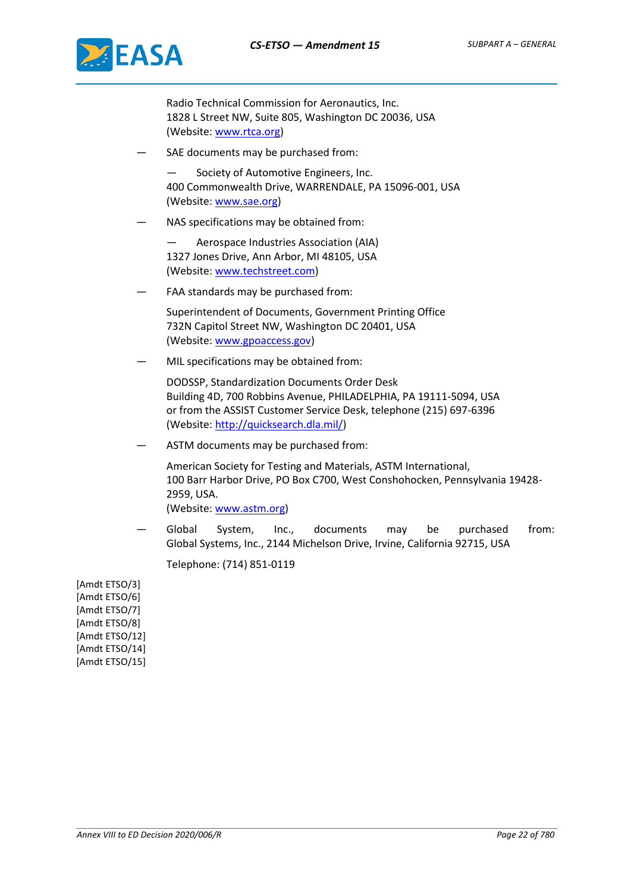Radio Technical Commission for Aeronautics, Inc.
1828 L Street NW, Suite 805, Washington DC 20036, USA
(Website: www.rtca.org)

— SAE documents may be purchased from:

  — Society of Automotive Engineers, Inc.
  400 Commonwealth Drive, WARRENDALE, PA 15096-001, USA
  (Website: www.sae.org)

— NAS specifications may be obtained from:

  — Aerospace Industries Association (AIA)
  1327 Jones Drive, Ann Arbor, MI 48105, USA
  (Website: www.techstreet.com)

— FAA standards may be purchased from:

  Superintendent of Documents, Government Printing Office
  732N Capitol Street NW, Washington DC 20401, USA
  (Website: www.gpoaccess.gov)

— MIL specifications may be obtained from:

  DODSSP, Standardization Documents Order Desk
  Building 4D, 700 Robbins Avenue, PHILADELPHIA, PA 19111-5094, USA
  or from the ASSIST Customer Service Desk, telephone (215) 697-6396
  (Website: http://quicksearch.dla.mil/)

— ASTM documents may be purchased from:

  American Society for Testing and Materials, ASTM International,
  100 Barr Harbor Drive, PO Box C700, West Conshohocken, Pennsylvania 19428-2959, USA.
  (Website: www.astm.org)

— Global System, Inc., documents may be purchased from:
  Global Systems, Inc., 2144 Michelson Drive, Irvine, California 92715, USA

  Telephone: (714) 851-0119

[Amdt ETSO/3]
[Amdt ETSO/6]
[Amdt ETSO/7]
[Amdt ETSO/8]
[Amdt ETSO/12]
[Amdt ETSO/14]
[Amdt ETSO/15]